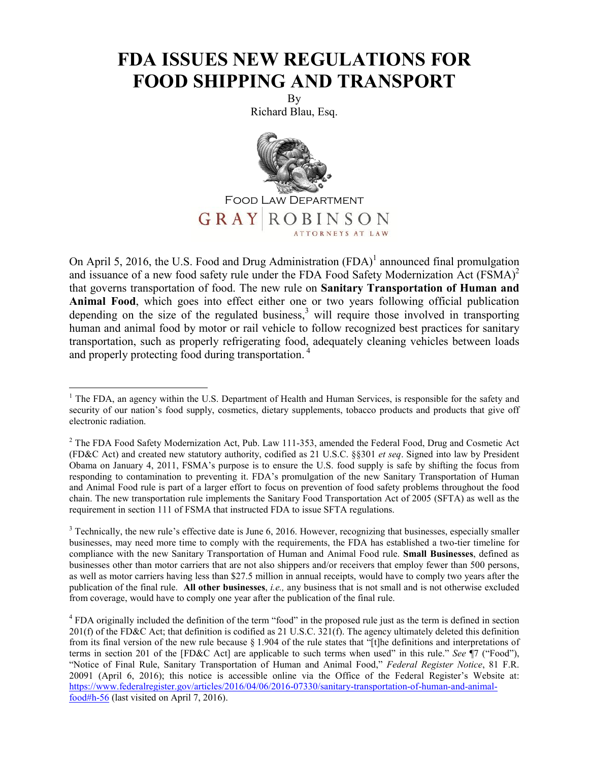# FDA ISSUES NEW REGULATIONS FOR FOOD SHIPPING AND TRANSPORT

By
Richard Blau, Esq.

Food Law Department
GRAY | ROBINSON
ATTORNEYS AT LAW

On April 5, 2016, the U.S. Food and Drug Administration (FDA)[1] announced final promulgation and issuance of a new food safety rule under the FDA Food Safety Modernization Act (FSMA)[2] that governs transportation of food. The new rule on **Sanitary Transportation of Human and Animal Food**, which goes into effect either one or two years following official publication depending on the size of the regulated business,[3] will require those involved in transporting human and animal food by motor or rail vehicle to follow recognized best practices for sanitary transportation, such as properly refrigerating food, adequately cleaning vehicles between loads and properly protecting food during transportation.[4]

---

[1] The FDA, an agency within the U.S. Department of Health and Human Services, is responsible for the safety and security of our nation's food supply, cosmetics, dietary supplements, tobacco products and products that give off electronic radiation.

[2] The FDA Food Safety Modernization Act, Pub. Law 111-353, amended the Federal Food, Drug and Cosmetic Act (FD&C Act) and created new statutory authority, codified as 21 U.S.C. §§301 *et seq*. Signed into law by President Obama on January 4, 2011, FSMA's purpose is to ensure the U.S. food supply is safe by shifting the focus from responding to contamination to preventing it. FDA's promulgation of the new Sanitary Transportation of Human and Animal Food rule is part of a larger effort to focus on prevention of food safety problems throughout the food chain. The new transportation rule implements the Sanitary Food Transportation Act of 2005 (SFTA) as well as the requirement in section 111 of FSMA that instructed FDA to issue SFTA regulations.

[3] Technically, the new rule's effective date is June 6, 2016. However, recognizing that businesses, especially smaller businesses, may need more time to comply with the requirements, the FDA has established a two-tier timeline for compliance with the new Sanitary Transportation of Human and Animal Food rule. **Small Businesses**, defined as businesses other than motor carriers that are not also shippers and/or receivers that employ fewer than 500 persons, as well as motor carriers having less than $27.5 million in annual receipts, would have to comply two years after the publication of the final rule. **All other businesses**, *i.e.,* any business that is not small and is not otherwise excluded from coverage, would have to comply one year after the publication of the final rule.

[4] FDA originally included the definition of the term "food" in the proposed rule just as the term is defined in section 201(f) of the FD&C Act; that definition is codified as 21 U.S.C. 321(f). The agency ultimately deleted this definition from its final version of the new rule because § 1.904 of the rule states that "[t]he definitions and interpretations of terms in section 201 of the [FD&C Act] are applicable to such terms when used" in this rule." *See* ¶7 ("Food"), "Notice of Final Rule, Sanitary Transportation of Human and Animal Food," *Federal Register Notice*, 81 F.R. 20091 (April 6, 2016); this notice is accessible online via the Office of the Federal Register's Website at: https://www.federalregister.gov/articles/2016/04/06/2016-07330/sanitary-transportation-of-human-and-animal-food#h-56 (last visited on April 7, 2016).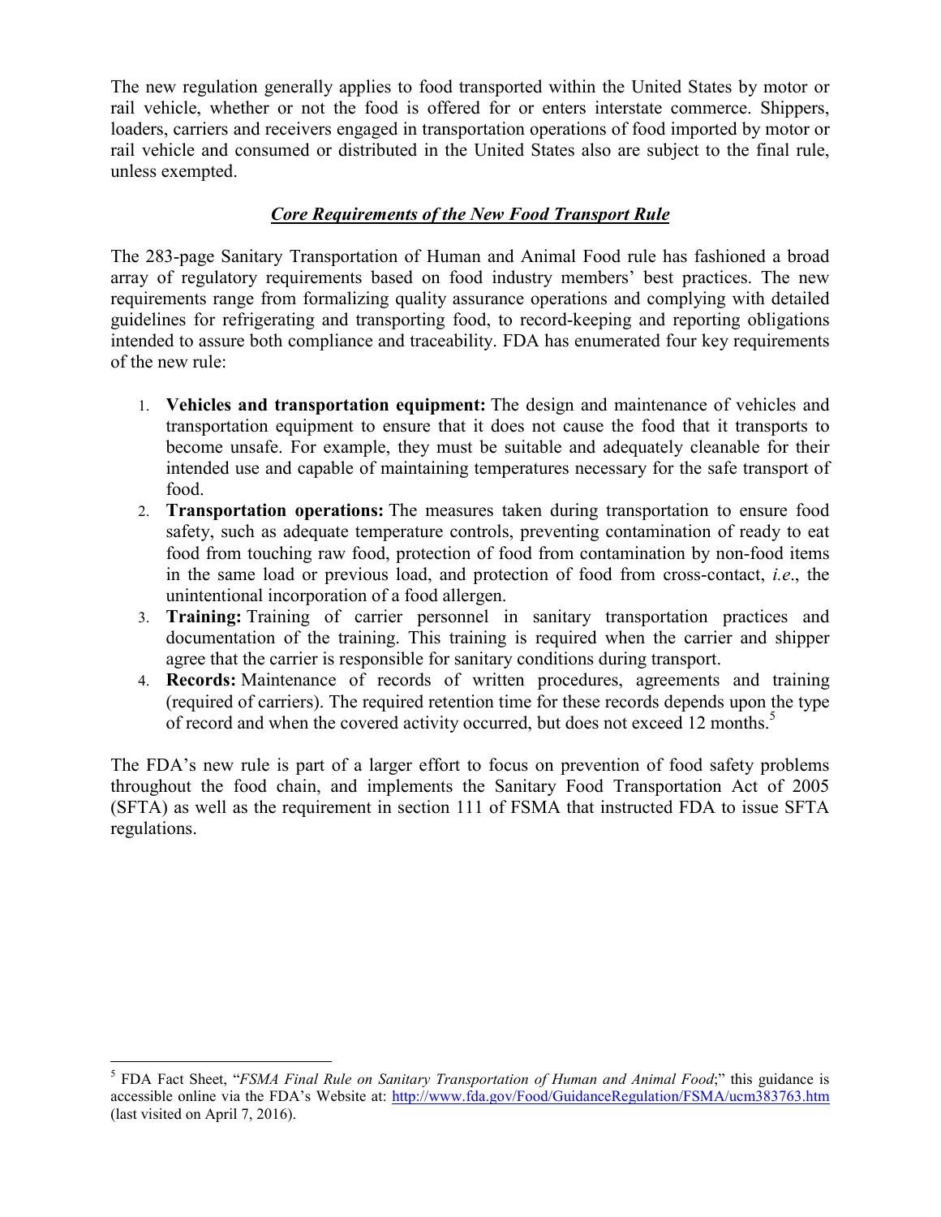The new regulation generally applies to food transported within the United States by motor or rail vehicle, whether or not the food is offered for or enters interstate commerce. Shippers, loaders, carriers and receivers engaged in transportation operations of food imported by motor or rail vehicle and consumed or distributed in the United States also are subject to the final rule, unless exempted.

## ***Core Requirements of the New Food Transport Rule***

The 283-page Sanitary Transportation of Human and Animal Food rule has fashioned a broad array of regulatory requirements based on food industry members' best practices. The new requirements range from formalizing quality assurance operations and complying with detailed guidelines for refrigerating and transporting food, to record-keeping and reporting obligations intended to assure both compliance and traceability. FDA has enumerated four key requirements of the new rule:

1. **Vehicles and transportation equipment:** The design and maintenance of vehicles and transportation equipment to ensure that it does not cause the food that it transports to become unsafe. For example, they must be suitable and adequately cleanable for their intended use and capable of maintaining temperatures necessary for the safe transport of food.
2. **Transportation operations:** The measures taken during transportation to ensure food safety, such as adequate temperature controls, preventing contamination of ready to eat food from touching raw food, protection of food from contamination by non-food items in the same load or previous load, and protection of food from cross-contact, *i.e*., the unintentional incorporation of a food allergen.
3. **Training:** Training of carrier personnel in sanitary transportation practices and documentation of the training. This training is required when the carrier and shipper agree that the carrier is responsible for sanitary conditions during transport.
4. **Records:** Maintenance of records of written procedures, agreements and training (required of carriers). The required retention time for these records depends upon the type of record and when the covered activity occurred, but does not exceed 12 months.[5]

The FDA's new rule is part of a larger effort to focus on prevention of food safety problems throughout the food chain, and implements the Sanitary Food Transportation Act of 2005 (SFTA) as well as the requirement in section 111 of FSMA that instructed FDA to issue SFTA regulations.

---

[5] FDA Fact Sheet, "*FSMA Final Rule on Sanitary Transportation of Human and Animal Food*;" this guidance is accessible online via the FDA's Website at: http://www.fda.gov/Food/GuidanceRegulation/FSMA/ucm383763.htm (last visited on April 7, 2016).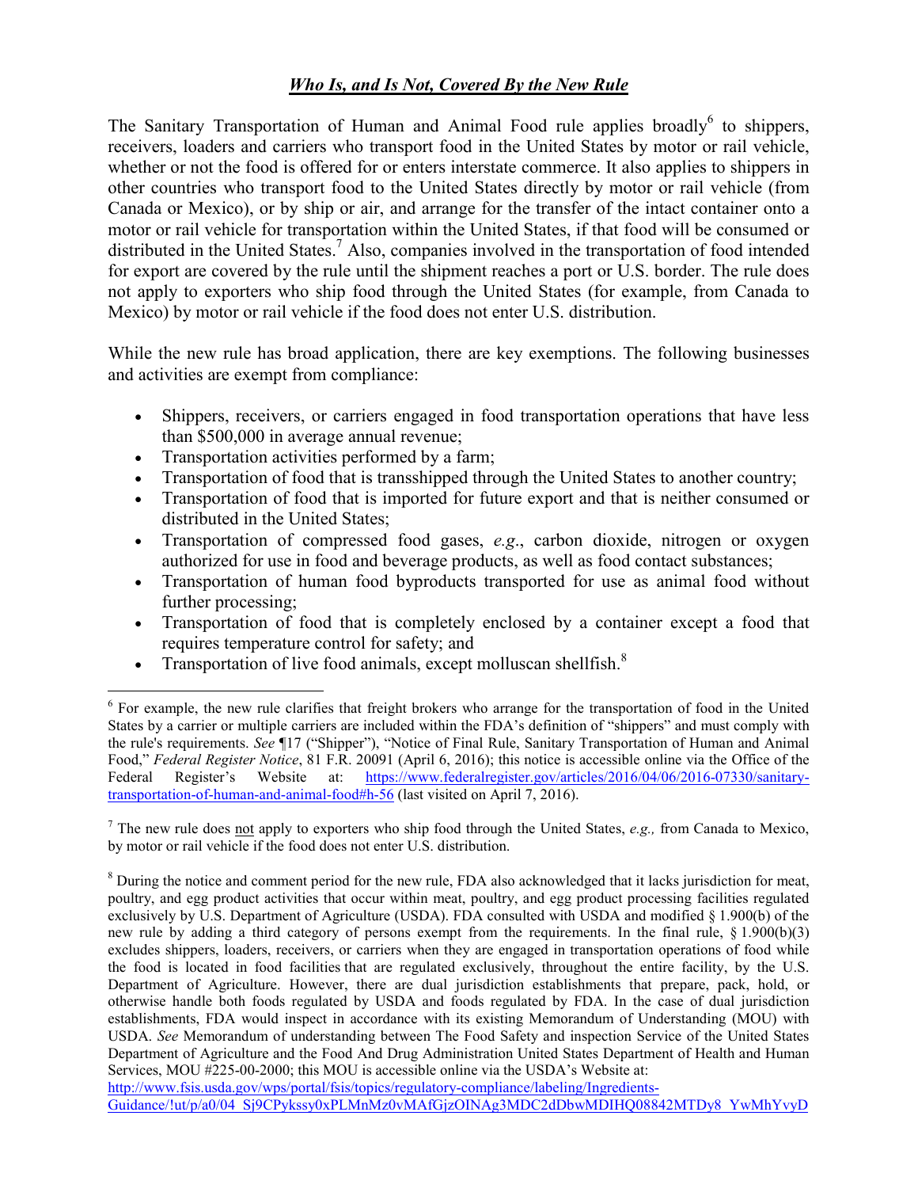## ***Who Is, and Is Not, Covered By the New Rule***

The Sanitary Transportation of Human and Animal Food rule applies broadly[6] to shippers, receivers, loaders and carriers who transport food in the United States by motor or rail vehicle, whether or not the food is offered for or enters interstate commerce. It also applies to shippers in other countries who transport food to the United States directly by motor or rail vehicle (from Canada or Mexico), or by ship or air, and arrange for the transfer of the intact container onto a motor or rail vehicle for transportation within the United States, if that food will be consumed or distributed in the United States.[7] Also, companies involved in the transportation of food intended for export are covered by the rule until the shipment reaches a port or U.S. border. The rule does not apply to exporters who ship food through the United States (for example, from Canada to Mexico) by motor or rail vehicle if the food does not enter U.S. distribution.

While the new rule has broad application, there are key exemptions. The following businesses and activities are exempt from compliance:

- Shippers, receivers, or carriers engaged in food transportation operations that have less than $500,000 in average annual revenue;
- Transportation activities performed by a farm;
- Transportation of food that is transshipped through the United States to another country;
- Transportation of food that is imported for future export and that is neither consumed or distributed in the United States;
- Transportation of compressed food gases, *e.g*., carbon dioxide, nitrogen or oxygen authorized for use in food and beverage products, as well as food contact substances;
- Transportation of human food byproducts transported for use as animal food without further processing;
- Transportation of food that is completely enclosed by a container except a food that requires temperature control for safety; and
- Transportation of live food animals, except molluscan shellfish.[8]

---

[6] For example, the new rule clarifies that freight brokers who arrange for the transportation of food in the United States by a carrier or multiple carriers are included within the FDA's definition of "shippers" and must comply with the rule's requirements. *See* ¶17 ("Shipper"), "Notice of Final Rule, Sanitary Transportation of Human and Animal Food," *Federal Register Notice*, 81 F.R. 20091 (April 6, 2016); this notice is accessible online via the Office of the Federal Register's Website at: https://www.federalregister.gov/articles/2016/04/06/2016-07330/sanitary-transportation-of-human-and-animal-food#h-56 (last visited on April 7, 2016).

[7] The new rule does not apply to exporters who ship food through the United States, *e.g.,* from Canada to Mexico, by motor or rail vehicle if the food does not enter U.S. distribution.

[8] During the notice and comment period for the new rule, FDA also acknowledged that it lacks jurisdiction for meat, poultry, and egg product activities that occur within meat, poultry, and egg product processing facilities regulated exclusively by U.S. Department of Agriculture (USDA). FDA consulted with USDA and modified § 1.900(b) of the new rule by adding a third category of persons exempt from the requirements. In the final rule, § 1.900(b)(3) excludes shippers, loaders, receivers, or carriers when they are engaged in transportation operations of food while the food is located in food facilities that are regulated exclusively, throughout the entire facility, by the U.S. Department of Agriculture. However, there are dual jurisdiction establishments that prepare, pack, hold, or otherwise handle both foods regulated by USDA and foods regulated by FDA. In the case of dual jurisdiction establishments, FDA would inspect in accordance with its existing Memorandum of Understanding (MOU) with USDA. *See* Memorandum of understanding between The Food Safety and inspection Service of the United States Department of Agriculture and the Food And Drug Administration United States Department of Health and Human Services, MOU #225-00-2000; this MOU is accessible online via the USDA's Website at: http://www.fsis.usda.gov/wps/portal/fsis/topics/regulatory-compliance/labeling/Ingredients-Guidance/!ut/p/a0/04_Sj9CPykssy0xPLMnMz0vMAfGjzOINAg3MDC2dDbwMDIHQ08842MTDy8_YwMhYvyD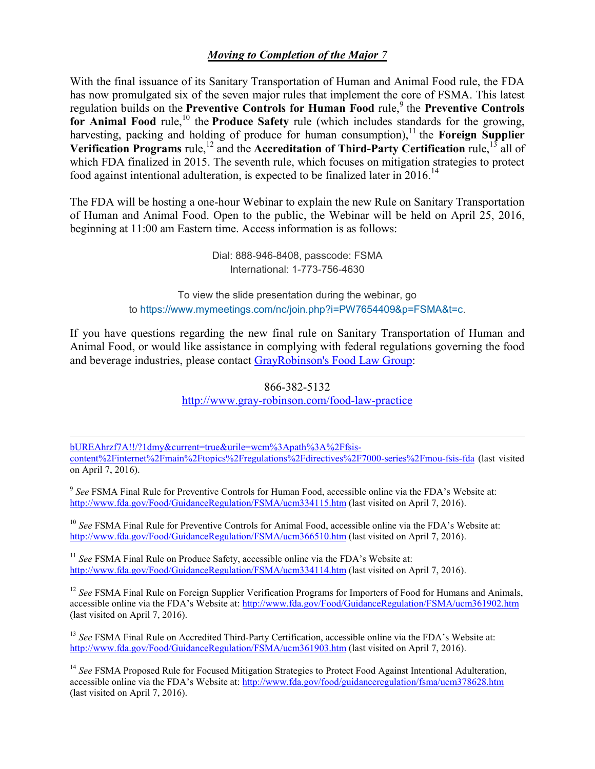## ***Moving to Completion of the Major 7***

With the final issuance of its Sanitary Transportation of Human and Animal Food rule, the FDA has now promulgated six of the seven major rules that implement the core of FSMA. This latest regulation builds on the **Preventive Controls for Human Food** rule,[9] the **Preventive Controls for Animal Food** rule,[10] the **Produce Safety** rule (which includes standards for the growing, harvesting, packing and holding of produce for human consumption),[11] the **Foreign Supplier Verification Programs** rule,[12] and the **Accreditation of Third-Party Certification** rule,[13] all of which FDA finalized in 2015. The seventh rule, which focuses on mitigation strategies to protect food against intentional adulteration, is expected to be finalized later in 2016.[14]

The FDA will be hosting a one-hour Webinar to explain the new Rule on Sanitary Transportation of Human and Animal Food. Open to the public, the Webinar will be held on April 25, 2016, beginning at 11:00 am Eastern time. Access information is as follows:

Dial: 888-946-8408, passcode: FSMA
International: 1-773-756-4630

To view the slide presentation during the webinar, go to https://www.mymeetings.com/nc/join.php?i=PW7654409&p=FSMA&t=c.

If you have questions regarding the new final rule on Sanitary Transportation of Human and Animal Food, or would like assistance in complying with federal regulations governing the food and beverage industries, please contact GrayRobinson's Food Law Group:

866-382-5132
http://www.gray-robinson.com/food-law-practice

---

bUREAhrzf7A!!/?1dmy&current=true&urile=wcm%3Apath%3A%2Ffsis-content%2Finternet%2Fmain%2Ftopics%2Fregulations%2Fdirectives%2F7000-series%2Fmou-fsis-fda (last visited on April 7, 2016).

[9] *See* FSMA Final Rule for Preventive Controls for Human Food, accessible online via the FDA's Website at: http://www.fda.gov/Food/GuidanceRegulation/FSMA/ucm334115.htm (last visited on April 7, 2016).

[10] *See* FSMA Final Rule for Preventive Controls for Animal Food, accessible online via the FDA's Website at: http://www.fda.gov/Food/GuidanceRegulation/FSMA/ucm366510.htm (last visited on April 7, 2016).

[11] *See* FSMA Final Rule on Produce Safety, accessible online via the FDA's Website at: http://www.fda.gov/Food/GuidanceRegulation/FSMA/ucm334114.htm (last visited on April 7, 2016).

[12] *See* FSMA Final Rule on Foreign Supplier Verification Programs for Importers of Food for Humans and Animals, accessible online via the FDA's Website at: http://www.fda.gov/Food/GuidanceRegulation/FSMA/ucm361902.htm (last visited on April 7, 2016).

[13] *See* FSMA Final Rule on Accredited Third-Party Certification, accessible online via the FDA's Website at: http://www.fda.gov/Food/GuidanceRegulation/FSMA/ucm361903.htm (last visited on April 7, 2016).

[14] *See* FSMA Proposed Rule for Focused Mitigation Strategies to Protect Food Against Intentional Adulteration, accessible online via the FDA's Website at: http://www.fda.gov/food/guidanceregulation/fsma/ucm378628.htm (last visited on April 7, 2016).